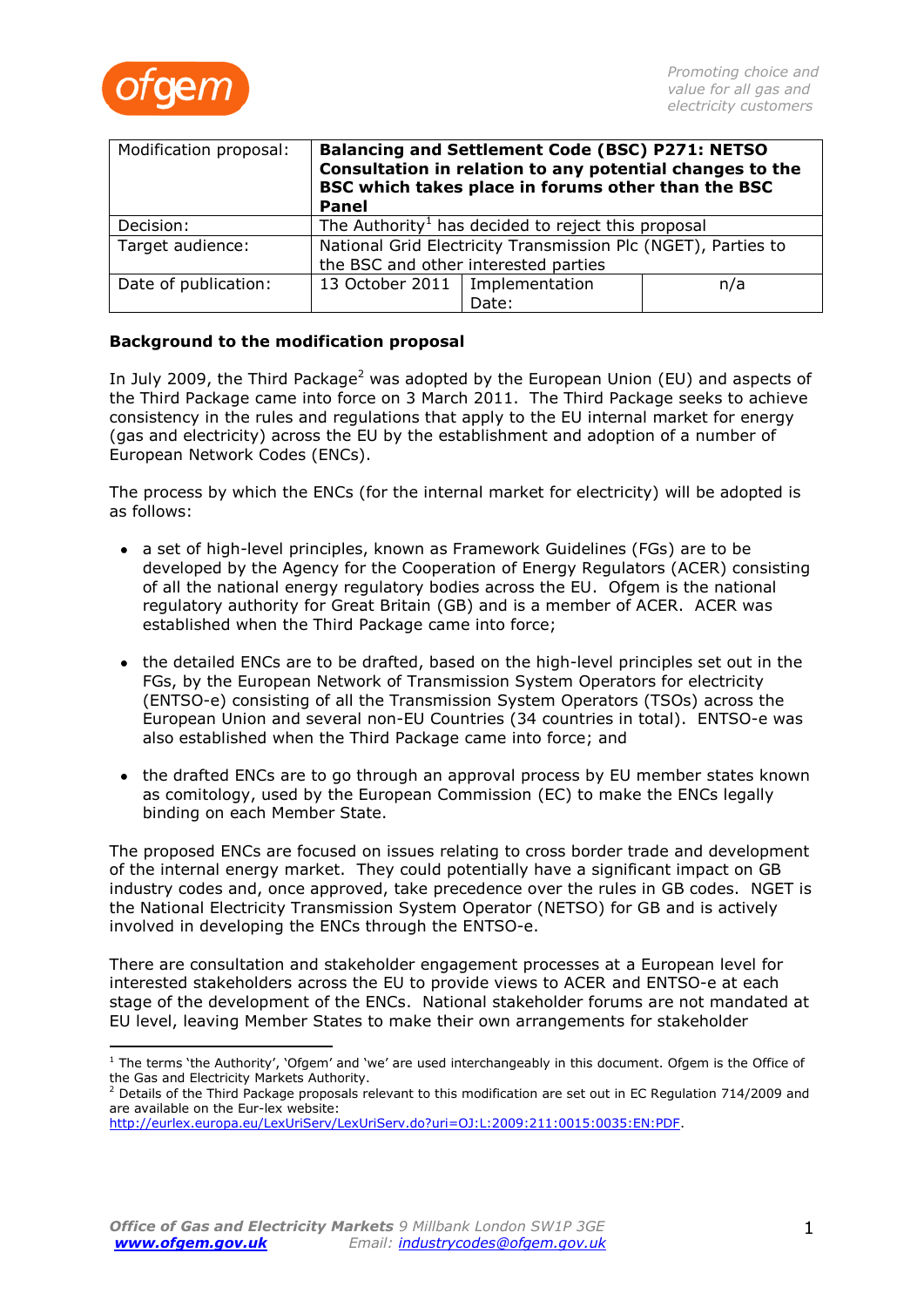| Modification proposal: | **Balancing and Settlement Code (BSC) P271: NETSO Consultation in relation to any potential changes to the BSC which takes place in forums other than the BSC Panel** | | |
|---|---|---|---|
| Decision: | The Authority[1] has decided to reject this proposal | | |
| Target audience: | National Grid Electricity Transmission Plc (NGET), Parties to the BSC and other interested parties | | |
| Date of publication: | 13 October 2011 | Implementation Date: | n/a |

**Background to the modification proposal**

In July 2009, the Third Package[2] was adopted by the European Union (EU) and aspects of the Third Package came into force on 3 March 2011. The Third Package seeks to achieve consistency in the rules and regulations that apply to the EU internal market for energy (gas and electricity) across the EU by the establishment and adoption of a number of European Network Codes (ENCs).

The process by which the ENCs (for the internal market for electricity) will be adopted is as follows:

- a set of high-level principles, known as Framework Guidelines (FGs) are to be developed by the Agency for the Cooperation of Energy Regulators (ACER) consisting of all the national energy regulatory bodies across the EU. Ofgem is the national regulatory authority for Great Britain (GB) and is a member of ACER. ACER was established when the Third Package came into force;

- the detailed ENCs are to be drafted, based on the high-level principles set out in the FGs, by the European Network of Transmission System Operators for electricity (ENTSO-e) consisting of all the Transmission System Operators (TSOs) across the European Union and several non-EU Countries (34 countries in total). ENTSO-e was also established when the Third Package came into force; and

- the drafted ENCs are to go through an approval process by EU member states known as comitology, used by the European Commission (EC) to make the ENCs legally binding on each Member State.

The proposed ENCs are focused on issues relating to cross border trade and development of the internal energy market. They could potentially have a significant impact on GB industry codes and, once approved, take precedence over the rules in GB codes. NGET is the National Electricity Transmission System Operator (NETSO) for GB and is actively involved in developing the ENCs through the ENTSO-e.

There are consultation and stakeholder engagement processes at a European level for interested stakeholders across the EU to provide views to ACER and ENTSO-e at each stage of the development of the ENCs. National stakeholder forums are not mandated at EU level, leaving Member States to make their own arrangements for stakeholder

---

[1] The terms 'the Authority', 'Ofgem' and 'we' are used interchangeably in this document. Ofgem is the Office of the Gas and Electricity Markets Authority.

[2] Details of the Third Package proposals relevant to this modification are set out in EC Regulation 714/2009 and are available on the Eur-lex website: http://eurlex.europa.eu/LexUriServ/LexUriServ.do?uri=OJ:L:2009:211:0015:0035:EN:PDF.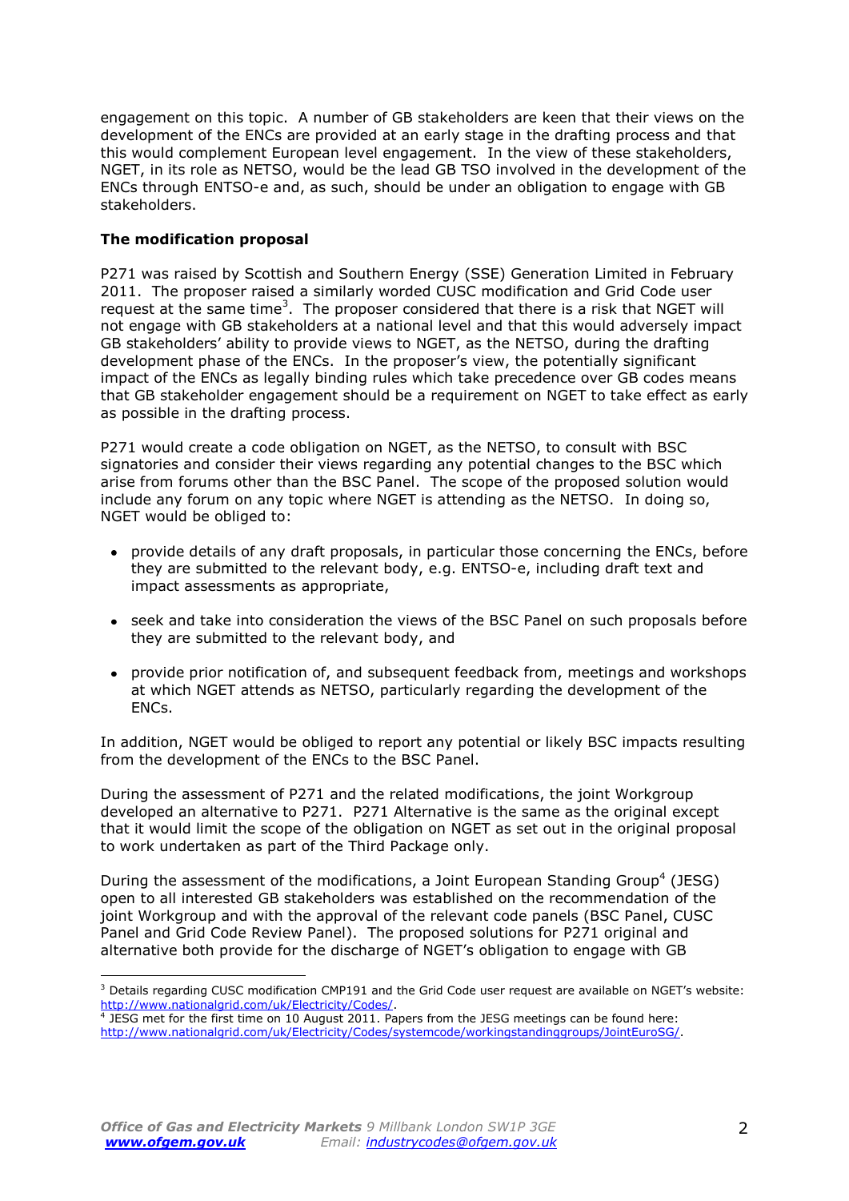engagement on this topic. A number of GB stakeholders are keen that their views on the development of the ENCs are provided at an early stage in the drafting process and that this would complement European level engagement. In the view of these stakeholders, NGET, in its role as NETSO, would be the lead GB TSO involved in the development of the ENCs through ENTSO-e and, as such, should be under an obligation to engage with GB stakeholders.

**The modification proposal**

P271 was raised by Scottish and Southern Energy (SSE) Generation Limited in February 2011. The proposer raised a similarly worded CUSC modification and Grid Code user request at the same time[3]. The proposer considered that there is a risk that NGET will not engage with GB stakeholders at a national level and that this would adversely impact GB stakeholders' ability to provide views to NGET, as the NETSO, during the drafting development phase of the ENCs. In the proposer's view, the potentially significant impact of the ENCs as legally binding rules which take precedence over GB codes means that GB stakeholder engagement should be a requirement on NGET to take effect as early as possible in the drafting process.

P271 would create a code obligation on NGET, as the NETSO, to consult with BSC signatories and consider their views regarding any potential changes to the BSC which arise from forums other than the BSC Panel. The scope of the proposed solution would include any forum on any topic where NGET is attending as the NETSO. In doing so, NGET would be obliged to:

- provide details of any draft proposals, in particular those concerning the ENCs, before they are submitted to the relevant body, e.g. ENTSO-e, including draft text and impact assessments as appropriate,
- seek and take into consideration the views of the BSC Panel on such proposals before they are submitted to the relevant body, and
- provide prior notification of, and subsequent feedback from, meetings and workshops at which NGET attends as NETSO, particularly regarding the development of the ENCs.

In addition, NGET would be obliged to report any potential or likely BSC impacts resulting from the development of the ENCs to the BSC Panel.

During the assessment of P271 and the related modifications, the joint Workgroup developed an alternative to P271. P271 Alternative is the same as the original except that it would limit the scope of the obligation on NGET as set out in the original proposal to work undertaken as part of the Third Package only.

During the assessment of the modifications, a Joint European Standing Group[4] (JESG) open to all interested GB stakeholders was established on the recommendation of the joint Workgroup and with the approval of the relevant code panels (BSC Panel, CUSC Panel and Grid Code Review Panel). The proposed solutions for P271 original and alternative both provide for the discharge of NGET's obligation to engage with GB

[3] Details regarding CUSC modification CMP191 and the Grid Code user request are available on NGET's website: http://www.nationalgrid.com/uk/Electricity/Codes/.

[4] JESG met for the first time on 10 August 2011. Papers from the JESG meetings can be found here: http://www.nationalgrid.com/uk/Electricity/Codes/systemcode/workingstandinggroups/JointEuroSG/.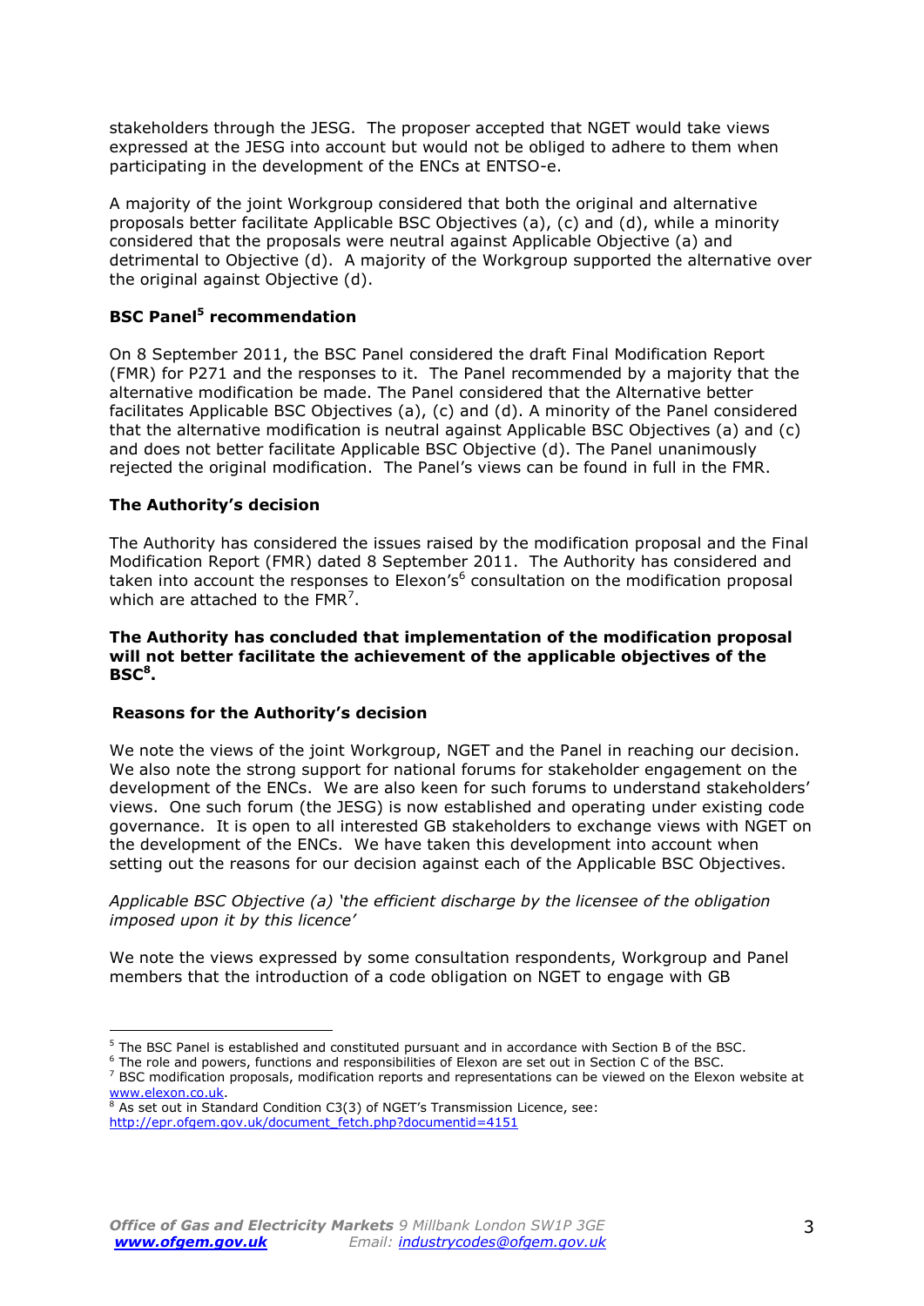stakeholders through the JESG. The proposer accepted that NGET would take views expressed at the JESG into account but would not be obliged to adhere to them when participating in the development of the ENCs at ENTSO-e.

A majority of the joint Workgroup considered that both the original and alternative proposals better facilitate Applicable BSC Objectives (a), (c) and (d), while a minority considered that the proposals were neutral against Applicable Objective (a) and detrimental to Objective (d). A majority of the Workgroup supported the alternative over the original against Objective (d).

### BSC Panel[5] recommendation

On 8 September 2011, the BSC Panel considered the draft Final Modification Report (FMR) for P271 and the responses to it. The Panel recommended by a majority that the alternative modification be made. The Panel considered that the Alternative better facilitates Applicable BSC Objectives (a), (c) and (d). A minority of the Panel considered that the alternative modification is neutral against Applicable BSC Objectives (a) and (c) and does not better facilitate Applicable BSC Objective (d). The Panel unanimously rejected the original modification. The Panel's views can be found in full in the FMR.

### The Authority's decision

The Authority has considered the issues raised by the modification proposal and the Final Modification Report (FMR) dated 8 September 2011. The Authority has considered and taken into account the responses to Elexon's[6] consultation on the modification proposal which are attached to the FMR[7].

**The Authority has concluded that implementation of the modification proposal will not better facilitate the achievement of the applicable objectives of the BSC[8].**

### Reasons for the Authority's decision

We note the views of the joint Workgroup, NGET and the Panel in reaching our decision. We also note the strong support for national forums for stakeholder engagement on the development of the ENCs. We are also keen for such forums to understand stakeholders' views. One such forum (the JESG) is now established and operating under existing code governance. It is open to all interested GB stakeholders to exchange views with NGET on the development of the ENCs. We have taken this development into account when setting out the reasons for our decision against each of the Applicable BSC Objectives.

*Applicable BSC Objective (a) 'the efficient discharge by the licensee of the obligation imposed upon it by this licence'*

We note the views expressed by some consultation respondents, Workgroup and Panel members that the introduction of a code obligation on NGET to engage with GB

---

[5] The BSC Panel is established and constituted pursuant and in accordance with Section B of the BSC.

[6] The role and powers, functions and responsibilities of Elexon are set out in Section C of the BSC.

[7] BSC modification proposals, modification reports and representations can be viewed on the Elexon website at www.elexon.co.uk.

[8] As set out in Standard Condition C3(3) of NGET's Transmission Licence, see: http://epr.ofgem.gov.uk/document_fetch.php?documentid=4151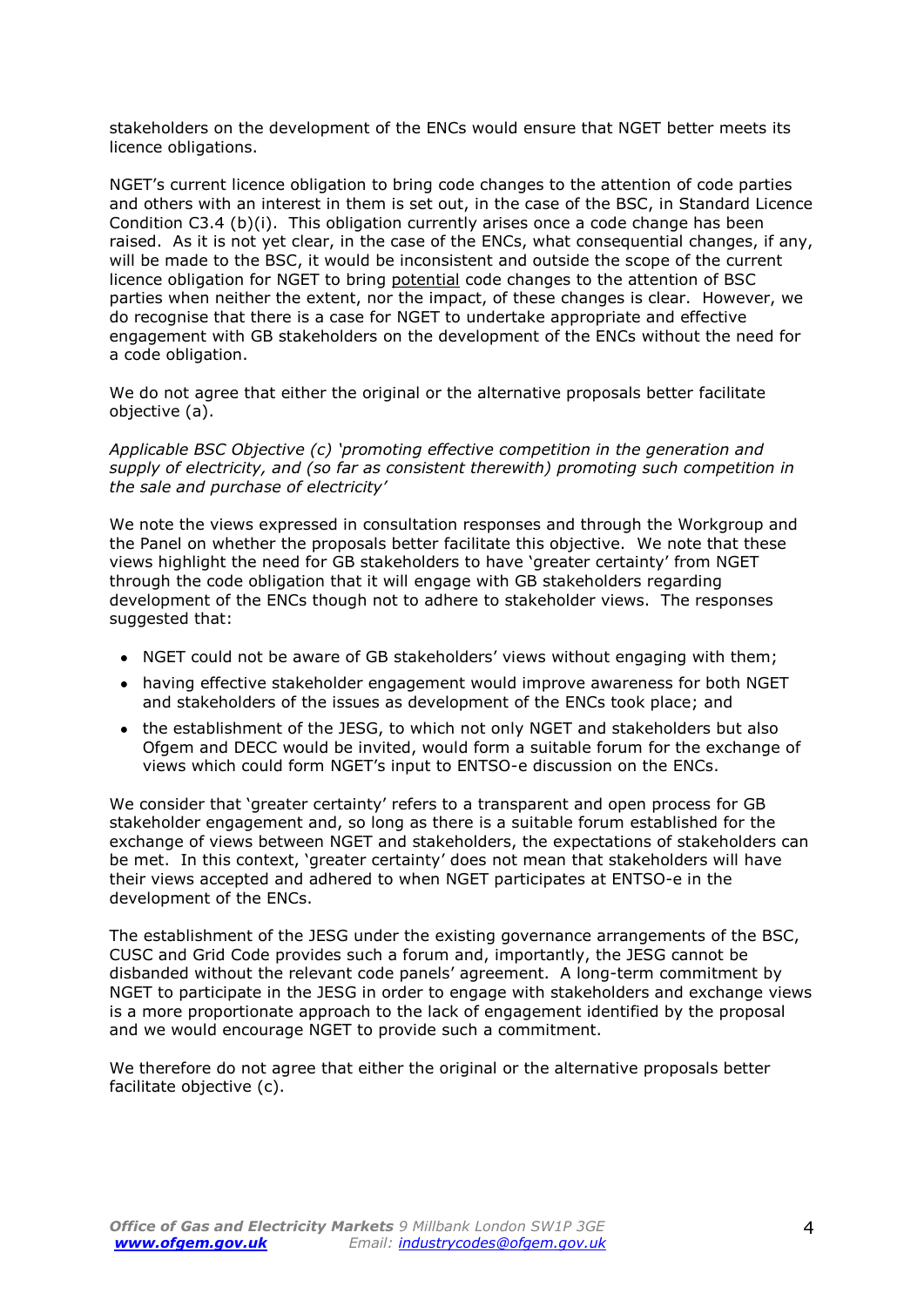stakeholders on the development of the ENCs would ensure that NGET better meets its licence obligations.

NGET's current licence obligation to bring code changes to the attention of code parties and others with an interest in them is set out, in the case of the BSC, in Standard Licence Condition C3.4 (b)(i). This obligation currently arises once a code change has been raised. As it is not yet clear, in the case of the ENCs, what consequential changes, if any, will be made to the BSC, it would be inconsistent and outside the scope of the current licence obligation for NGET to bring <u>potential</u> code changes to the attention of BSC parties when neither the extent, nor the impact, of these changes is clear. However, we do recognise that there is a case for NGET to undertake appropriate and effective engagement with GB stakeholders on the development of the ENCs without the need for a code obligation.

We do not agree that either the original or the alternative proposals better facilitate objective (a).

*Applicable BSC Objective (c) 'promoting effective competition in the generation and supply of electricity, and (so far as consistent therewith) promoting such competition in the sale and purchase of electricity'*

We note the views expressed in consultation responses and through the Workgroup and the Panel on whether the proposals better facilitate this objective. We note that these views highlight the need for GB stakeholders to have 'greater certainty' from NGET through the code obligation that it will engage with GB stakeholders regarding development of the ENCs though not to adhere to stakeholder views. The responses suggested that:

- NGET could not be aware of GB stakeholders' views without engaging with them;
- having effective stakeholder engagement would improve awareness for both NGET and stakeholders of the issues as development of the ENCs took place; and
- the establishment of the JESG, to which not only NGET and stakeholders but also Ofgem and DECC would be invited, would form a suitable forum for the exchange of views which could form NGET's input to ENTSO-e discussion on the ENCs.

We consider that 'greater certainty' refers to a transparent and open process for GB stakeholder engagement and, so long as there is a suitable forum established for the exchange of views between NGET and stakeholders, the expectations of stakeholders can be met. In this context, 'greater certainty' does not mean that stakeholders will have their views accepted and adhered to when NGET participates at ENTSO-e in the development of the ENCs.

The establishment of the JESG under the existing governance arrangements of the BSC, CUSC and Grid Code provides such a forum and, importantly, the JESG cannot be disbanded without the relevant code panels' agreement. A long-term commitment by NGET to participate in the JESG in order to engage with stakeholders and exchange views is a more proportionate approach to the lack of engagement identified by the proposal and we would encourage NGET to provide such a commitment.

We therefore do not agree that either the original or the alternative proposals better facilitate objective (c).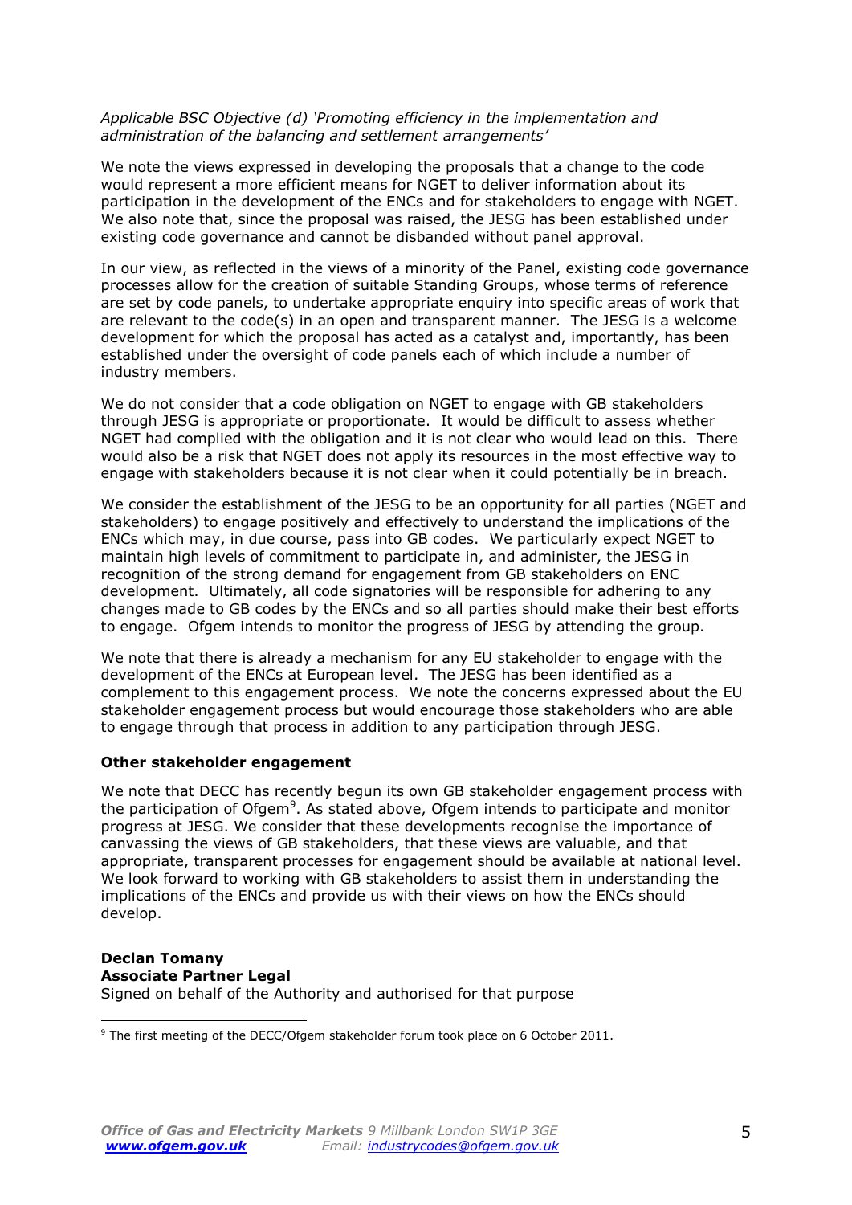*Applicable BSC Objective (d) 'Promoting efficiency in the implementation and administration of the balancing and settlement arrangements'*

We note the views expressed in developing the proposals that a change to the code would represent a more efficient means for NGET to deliver information about its participation in the development of the ENCs and for stakeholders to engage with NGET. We also note that, since the proposal was raised, the JESG has been established under existing code governance and cannot be disbanded without panel approval.

In our view, as reflected in the views of a minority of the Panel, existing code governance processes allow for the creation of suitable Standing Groups, whose terms of reference are set by code panels, to undertake appropriate enquiry into specific areas of work that are relevant to the code(s) in an open and transparent manner. The JESG is a welcome development for which the proposal has acted as a catalyst and, importantly, has been established under the oversight of code panels each of which include a number of industry members.

We do not consider that a code obligation on NGET to engage with GB stakeholders through JESG is appropriate or proportionate. It would be difficult to assess whether NGET had complied with the obligation and it is not clear who would lead on this. There would also be a risk that NGET does not apply its resources in the most effective way to engage with stakeholders because it is not clear when it could potentially be in breach.

We consider the establishment of the JESG to be an opportunity for all parties (NGET and stakeholders) to engage positively and effectively to understand the implications of the ENCs which may, in due course, pass into GB codes. We particularly expect NGET to maintain high levels of commitment to participate in, and administer, the JESG in recognition of the strong demand for engagement from GB stakeholders on ENC development. Ultimately, all code signatories will be responsible for adhering to any changes made to GB codes by the ENCs and so all parties should make their best efforts to engage. Ofgem intends to monitor the progress of JESG by attending the group.

We note that there is already a mechanism for any EU stakeholder to engage with the development of the ENCs at European level. The JESG has been identified as a complement to this engagement process. We note the concerns expressed about the EU stakeholder engagement process but would encourage those stakeholders who are able to engage through that process in addition to any participation through JESG.

**Other stakeholder engagement**

We note that DECC has recently begun its own GB stakeholder engagement process with the participation of Ofgem[9]. As stated above, Ofgem intends to participate and monitor progress at JESG. We consider that these developments recognise the importance of canvassing the views of GB stakeholders, that these views are valuable, and that appropriate, transparent processes for engagement should be available at national level. We look forward to working with GB stakeholders to assist them in understanding the implications of the ENCs and provide us with their views on how the ENCs should develop.

**Declan Tomany**
**Associate Partner Legal**
Signed on behalf of the Authority and authorised for that purpose

[9] The first meeting of the DECC/Ofgem stakeholder forum took place on 6 October 2011.